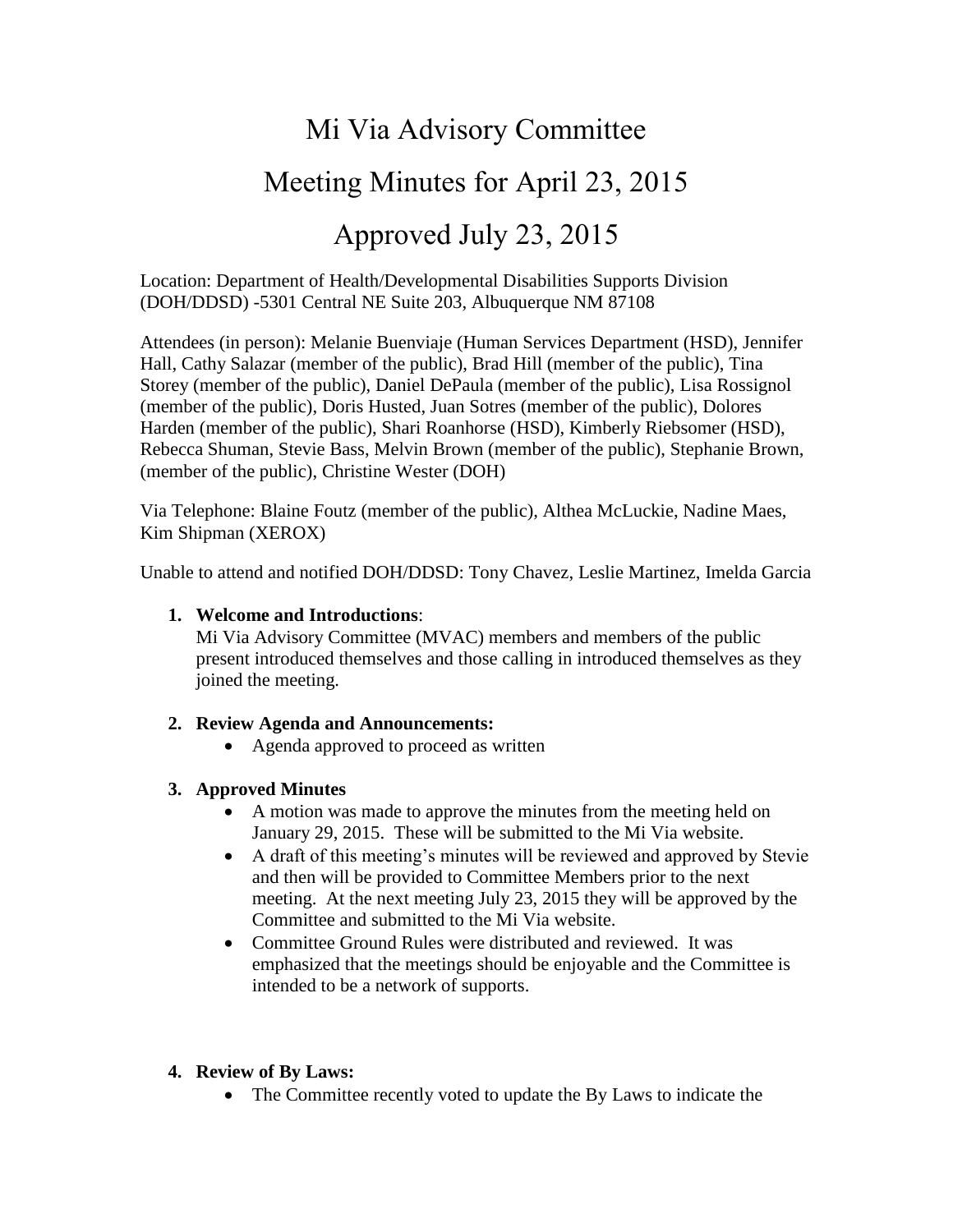# Mi Via Advisory Committee

# Meeting Minutes for April 23, 2015

# Approved July 23, 2015

Location: Department of Health/Developmental Disabilities Supports Division (DOH/DDSD) -5301 Central NE Suite 203, Albuquerque NM 87108

Attendees (in person): Melanie Buenviaje (Human Services Department (HSD), Jennifer Hall, Cathy Salazar (member of the public), Brad Hill (member of the public), Tina Storey (member of the public), Daniel DePaula (member of the public), Lisa Rossignol (member of the public), Doris Husted, Juan Sotres (member of the public), Dolores Harden (member of the public), Shari Roanhorse (HSD), Kimberly Riebsomer (HSD), Rebecca Shuman, Stevie Bass, Melvin Brown (member of the public), Stephanie Brown, (member of the public), Christine Wester (DOH)

Via Telephone: Blaine Foutz (member of the public), Althea McLuckie, Nadine Maes, Kim Shipman (XEROX)

Unable to attend and notified DOH/DDSD: Tony Chavez, Leslie Martinez, Imelda Garcia

1. **Welcome and Introductions**:
   Mi Via Advisory Committee (MVAC) members and members of the public present introduced themselves and those calling in introduced themselves as they joined the meeting.

2. **Review Agenda and Announcements:**
   - Agenda approved to proceed as written

3. **Approved Minutes**
   - A motion was made to approve the minutes from the meeting held on January 29, 2015. These will be submitted to the Mi Via website.
   - A draft of this meeting's minutes will be reviewed and approved by Stevie and then will be provided to Committee Members prior to the next meeting. At the next meeting July 23, 2015 they will be approved by the Committee and submitted to the Mi Via website.
   - Committee Ground Rules were distributed and reviewed. It was emphasized that the meetings should be enjoyable and the Committee is intended to be a network of supports.

4. **Review of By Laws:**
   - The Committee recently voted to update the By Laws to indicate the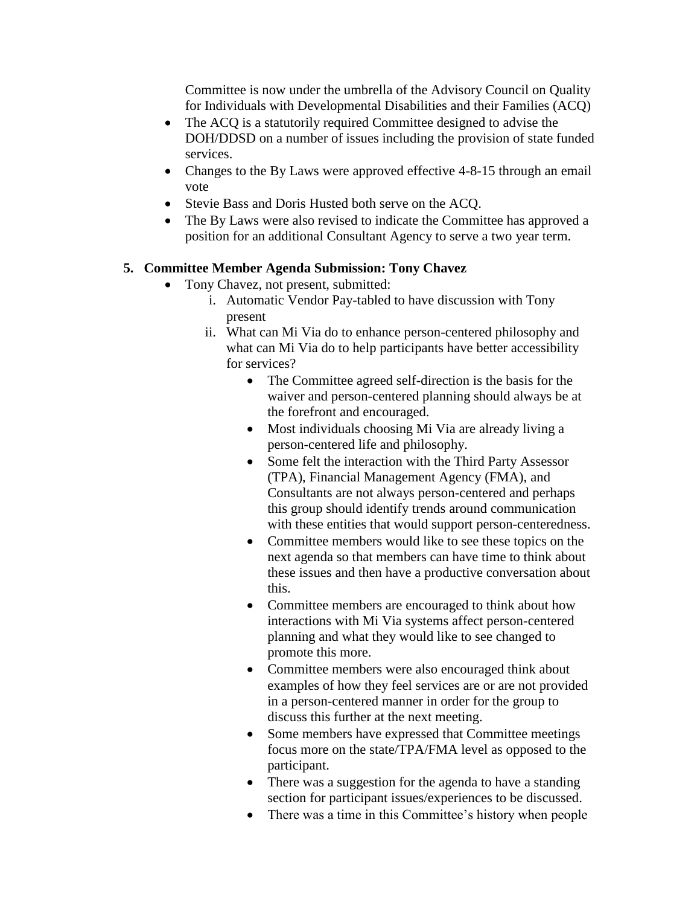Committee is now under the umbrella of the Advisory Council on Quality for Individuals with Developmental Disabilities and their Families (ACQ)

- The ACQ is a statutorily required Committee designed to advise the DOH/DDSD on a number of issues including the provision of state funded services.
- Changes to the By Laws were approved effective 4-8-15 through an email vote
- Stevie Bass and Doris Husted both serve on the ACQ.
- The By Laws were also revised to indicate the Committee has approved a position for an additional Consultant Agency to serve a two year term.

**5. Committee Member Agenda Submission: Tony Chavez**

- Tony Chavez, not present, submitted:
  - i. Automatic Vendor Pay-tabled to have discussion with Tony present
  - ii. What can Mi Via do to enhance person-centered philosophy and what can Mi Via do to help participants have better accessibility for services?
    - The Committee agreed self-direction is the basis for the waiver and person-centered planning should always be at the forefront and encouraged.
    - Most individuals choosing Mi Via are already living a person-centered life and philosophy.
    - Some felt the interaction with the Third Party Assessor (TPA), Financial Management Agency (FMA), and Consultants are not always person-centered and perhaps this group should identify trends around communication with these entities that would support person-centeredness.
    - Committee members would like to see these topics on the next agenda so that members can have time to think about these issues and then have a productive conversation about this.
    - Committee members are encouraged to think about how interactions with Mi Via systems affect person-centered planning and what they would like to see changed to promote this more.
    - Committee members were also encouraged think about examples of how they feel services are or are not provided in a person-centered manner in order for the group to discuss this further at the next meeting.
    - Some members have expressed that Committee meetings focus more on the state/TPA/FMA level as opposed to the participant.
    - There was a suggestion for the agenda to have a standing section for participant issues/experiences to be discussed.
    - There was a time in this Committee's history when people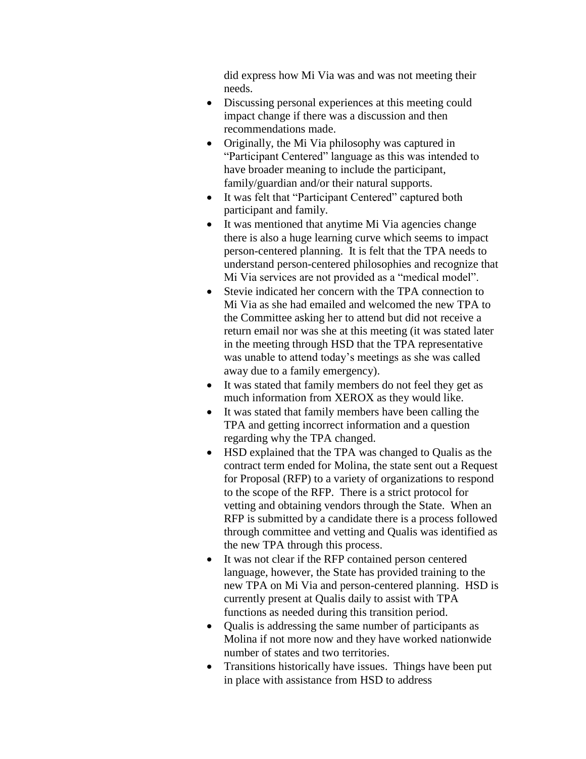did express how Mi Via was and was not meeting their needs.

- Discussing personal experiences at this meeting could impact change if there was a discussion and then recommendations made.
- Originally, the Mi Via philosophy was captured in "Participant Centered" language as this was intended to have broader meaning to include the participant, family/guardian and/or their natural supports.
- It was felt that "Participant Centered" captured both participant and family.
- It was mentioned that anytime Mi Via agencies change there is also a huge learning curve which seems to impact person-centered planning. It is felt that the TPA needs to understand person-centered philosophies and recognize that Mi Via services are not provided as a "medical model".
- Stevie indicated her concern with the TPA connection to Mi Via as she had emailed and welcomed the new TPA to the Committee asking her to attend but did not receive a return email nor was she at this meeting (it was stated later in the meeting through HSD that the TPA representative was unable to attend today's meetings as she was called away due to a family emergency).
- It was stated that family members do not feel they get as much information from XEROX as they would like.
- It was stated that family members have been calling the TPA and getting incorrect information and a question regarding why the TPA changed.
- HSD explained that the TPA was changed to Qualis as the contract term ended for Molina, the state sent out a Request for Proposal (RFP) to a variety of organizations to respond to the scope of the RFP. There is a strict protocol for vetting and obtaining vendors through the State. When an RFP is submitted by a candidate there is a process followed through committee and vetting and Qualis was identified as the new TPA through this process.
- It was not clear if the RFP contained person centered language, however, the State has provided training to the new TPA on Mi Via and person-centered planning. HSD is currently present at Qualis daily to assist with TPA functions as needed during this transition period.
- Qualis is addressing the same number of participants as Molina if not more now and they have worked nationwide number of states and two territories.
- Transitions historically have issues. Things have been put in place with assistance from HSD to address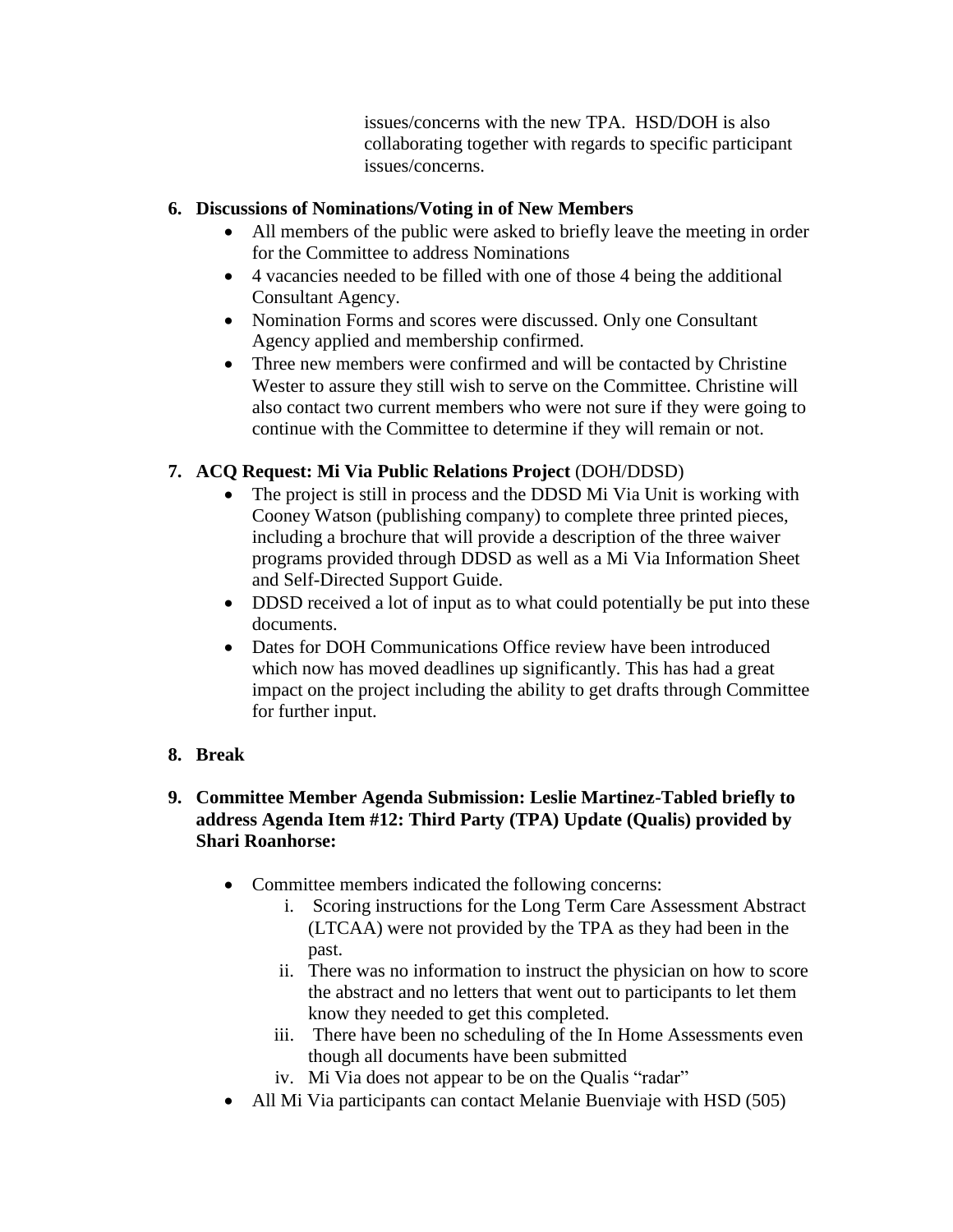issues/concerns with the new TPA. HSD/DOH is also collaborating together with regards to specific participant issues/concerns.

**6. Discussions of Nominations/Voting in of New Members**

- All members of the public were asked to briefly leave the meeting in order for the Committee to address Nominations
- 4 vacancies needed to be filled with one of those 4 being the additional Consultant Agency.
- Nomination Forms and scores were discussed. Only one Consultant Agency applied and membership confirmed.
- Three new members were confirmed and will be contacted by Christine Wester to assure they still wish to serve on the Committee. Christine will also contact two current members who were not sure if they were going to continue with the Committee to determine if they will remain or not.

**7. ACQ Request: Mi Via Public Relations Project** (DOH/DDSD)

- The project is still in process and the DDSD Mi Via Unit is working with Cooney Watson (publishing company) to complete three printed pieces, including a brochure that will provide a description of the three waiver programs provided through DDSD as well as a Mi Via Information Sheet and Self-Directed Support Guide.
- DDSD received a lot of input as to what could potentially be put into these documents.
- Dates for DOH Communications Office review have been introduced which now has moved deadlines up significantly. This has had a great impact on the project including the ability to get drafts through Committee for further input.

**8. Break**

**9. Committee Member Agenda Submission: Leslie Martinez-Tabled briefly to address Agenda Item #12: Third Party (TPA) Update (Qualis) provided by Shari Roanhorse:**

- Committee members indicated the following concerns:
  i. Scoring instructions for the Long Term Care Assessment Abstract (LTCAA) were not provided by the TPA as they had been in the past.
  ii. There was no information to instruct the physician on how to score the abstract and no letters that went out to participants to let them know they needed to get this completed.
  iii. There have been no scheduling of the In Home Assessments even though all documents have been submitted
  iv. Mi Via does not appear to be on the Qualis "radar"
- All Mi Via participants can contact Melanie Buenviaje with HSD (505)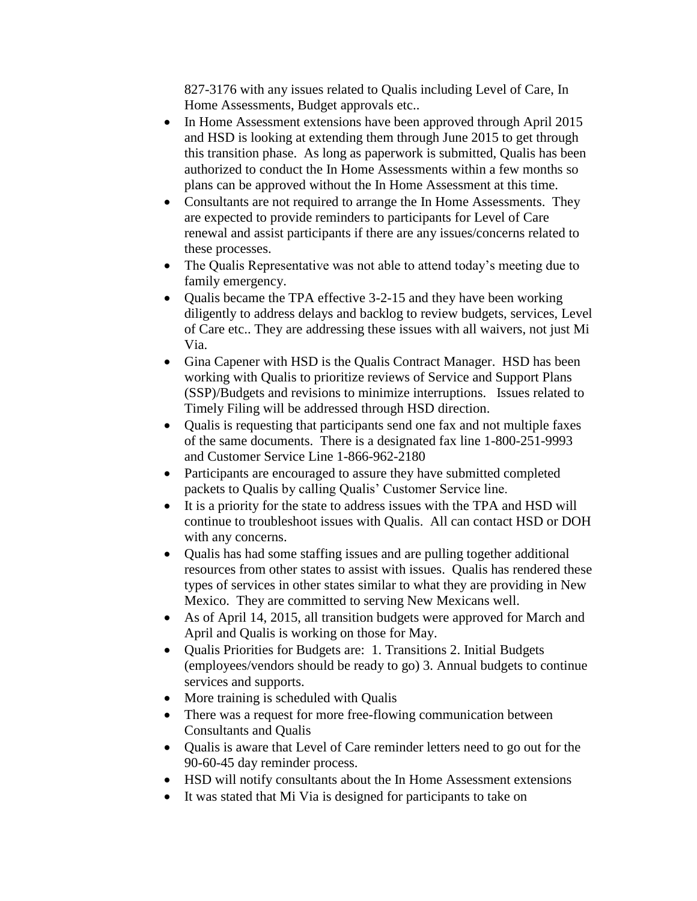827-3176 with any issues related to Qualis including Level of Care, In Home Assessments, Budget approvals etc..

- In Home Assessment extensions have been approved through April 2015 and HSD is looking at extending them through June 2015 to get through this transition phase. As long as paperwork is submitted, Qualis has been authorized to conduct the In Home Assessments within a few months so plans can be approved without the In Home Assessment at this time.
- Consultants are not required to arrange the In Home Assessments. They are expected to provide reminders to participants for Level of Care renewal and assist participants if there are any issues/concerns related to these processes.
- The Qualis Representative was not able to attend today's meeting due to family emergency.
- Qualis became the TPA effective 3-2-15 and they have been working diligently to address delays and backlog to review budgets, services, Level of Care etc.. They are addressing these issues with all waivers, not just Mi Via.
- Gina Capener with HSD is the Qualis Contract Manager. HSD has been working with Qualis to prioritize reviews of Service and Support Plans (SSP)/Budgets and revisions to minimize interruptions. Issues related to Timely Filing will be addressed through HSD direction.
- Qualis is requesting that participants send one fax and not multiple faxes of the same documents. There is a designated fax line 1-800-251-9993 and Customer Service Line 1-866-962-2180
- Participants are encouraged to assure they have submitted completed packets to Qualis by calling Qualis' Customer Service line.
- It is a priority for the state to address issues with the TPA and HSD will continue to troubleshoot issues with Qualis. All can contact HSD or DOH with any concerns.
- Qualis has had some staffing issues and are pulling together additional resources from other states to assist with issues. Qualis has rendered these types of services in other states similar to what they are providing in New Mexico. They are committed to serving New Mexicans well.
- As of April 14, 2015, all transition budgets were approved for March and April and Qualis is working on those for May.
- Qualis Priorities for Budgets are: 1. Transitions 2. Initial Budgets (employees/vendors should be ready to go) 3. Annual budgets to continue services and supports.
- More training is scheduled with Qualis
- There was a request for more free-flowing communication between Consultants and Qualis
- Qualis is aware that Level of Care reminder letters need to go out for the 90-60-45 day reminder process.
- HSD will notify consultants about the In Home Assessment extensions
- It was stated that Mi Via is designed for participants to take on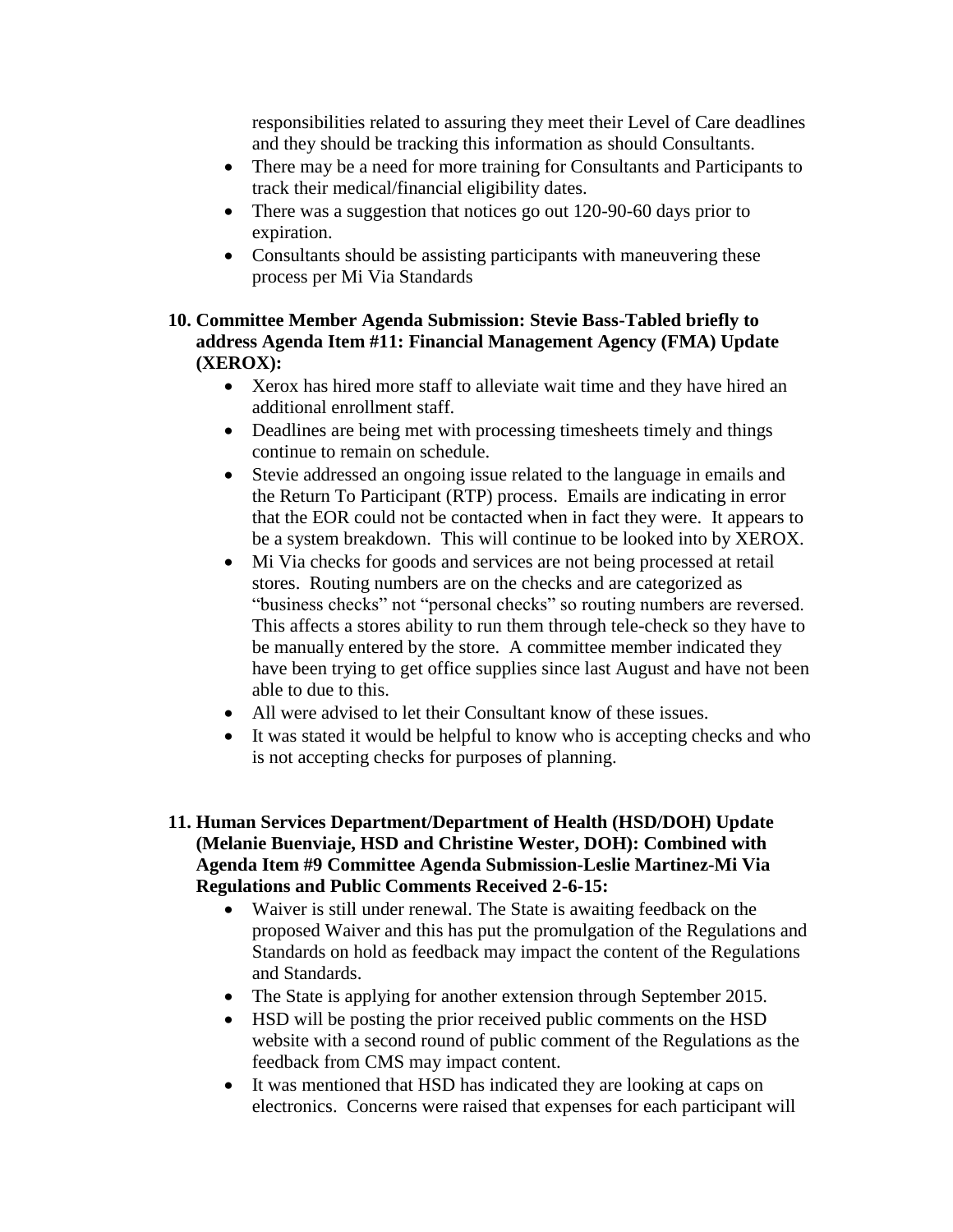responsibilities related to assuring they meet their Level of Care deadlines and they should be tracking this information as should Consultants.

- There may be a need for more training for Consultants and Participants to track their medical/financial eligibility dates.
- There was a suggestion that notices go out 120-90-60 days prior to expiration.
- Consultants should be assisting participants with maneuvering these process per Mi Via Standards

**10. Committee Member Agenda Submission: Stevie Bass-Tabled briefly to address Agenda Item #11: Financial Management Agency (FMA) Update (XEROX):**

- Xerox has hired more staff to alleviate wait time and they have hired an additional enrollment staff.
- Deadlines are being met with processing timesheets timely and things continue to remain on schedule.
- Stevie addressed an ongoing issue related to the language in emails and the Return To Participant (RTP) process. Emails are indicating in error that the EOR could not be contacted when in fact they were. It appears to be a system breakdown. This will continue to be looked into by XEROX.
- Mi Via checks for goods and services are not being processed at retail stores. Routing numbers are on the checks and are categorized as "business checks" not "personal checks" so routing numbers are reversed. This affects a stores ability to run them through tele-check so they have to be manually entered by the store. A committee member indicated they have been trying to get office supplies since last August and have not been able to due to this.
- All were advised to let their Consultant know of these issues.
- It was stated it would be helpful to know who is accepting checks and who is not accepting checks for purposes of planning.

**11. Human Services Department/Department of Health (HSD/DOH) Update (Melanie Buenviaje, HSD and Christine Wester, DOH): Combined with Agenda Item #9 Committee Agenda Submission-Leslie Martinez-Mi Via Regulations and Public Comments Received 2-6-15:**

- Waiver is still under renewal. The State is awaiting feedback on the proposed Waiver and this has put the promulgation of the Regulations and Standards on hold as feedback may impact the content of the Regulations and Standards.
- The State is applying for another extension through September 2015.
- HSD will be posting the prior received public comments on the HSD website with a second round of public comment of the Regulations as the feedback from CMS may impact content.
- It was mentioned that HSD has indicated they are looking at caps on electronics. Concerns were raised that expenses for each participant will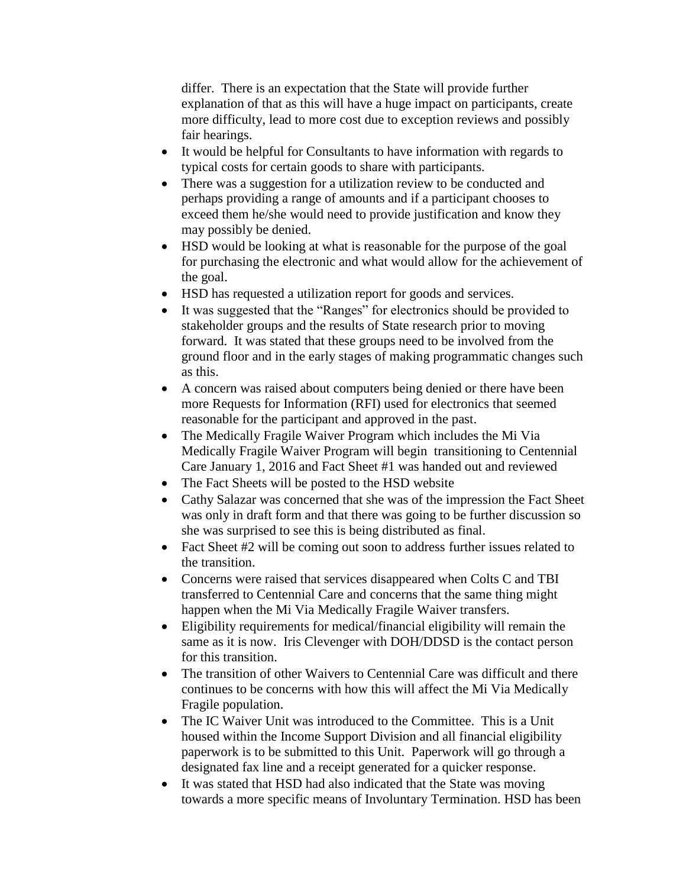differ. There is an expectation that the State will provide further explanation of that as this will have a huge impact on participants, create more difficulty, lead to more cost due to exception reviews and possibly fair hearings.

- It would be helpful for Consultants to have information with regards to typical costs for certain goods to share with participants.
- There was a suggestion for a utilization review to be conducted and perhaps providing a range of amounts and if a participant chooses to exceed them he/she would need to provide justification and know they may possibly be denied.
- HSD would be looking at what is reasonable for the purpose of the goal for purchasing the electronic and what would allow for the achievement of the goal.
- HSD has requested a utilization report for goods and services.
- It was suggested that the "Ranges" for electronics should be provided to stakeholder groups and the results of State research prior to moving forward. It was stated that these groups need to be involved from the ground floor and in the early stages of making programmatic changes such as this.
- A concern was raised about computers being denied or there have been more Requests for Information (RFI) used for electronics that seemed reasonable for the participant and approved in the past.
- The Medically Fragile Waiver Program which includes the Mi Via Medically Fragile Waiver Program will begin transitioning to Centennial Care January 1, 2016 and Fact Sheet #1 was handed out and reviewed
- The Fact Sheets will be posted to the HSD website
- Cathy Salazar was concerned that she was of the impression the Fact Sheet was only in draft form and that there was going to be further discussion so she was surprised to see this is being distributed as final.
- Fact Sheet #2 will be coming out soon to address further issues related to the transition.
- Concerns were raised that services disappeared when Colts C and TBI transferred to Centennial Care and concerns that the same thing might happen when the Mi Via Medically Fragile Waiver transfers.
- Eligibility requirements for medical/financial eligibility will remain the same as it is now. Iris Clevenger with DOH/DDSD is the contact person for this transition.
- The transition of other Waivers to Centennial Care was difficult and there continues to be concerns with how this will affect the Mi Via Medically Fragile population.
- The IC Waiver Unit was introduced to the Committee. This is a Unit housed within the Income Support Division and all financial eligibility paperwork is to be submitted to this Unit. Paperwork will go through a designated fax line and a receipt generated for a quicker response.
- It was stated that HSD had also indicated that the State was moving towards a more specific means of Involuntary Termination. HSD has been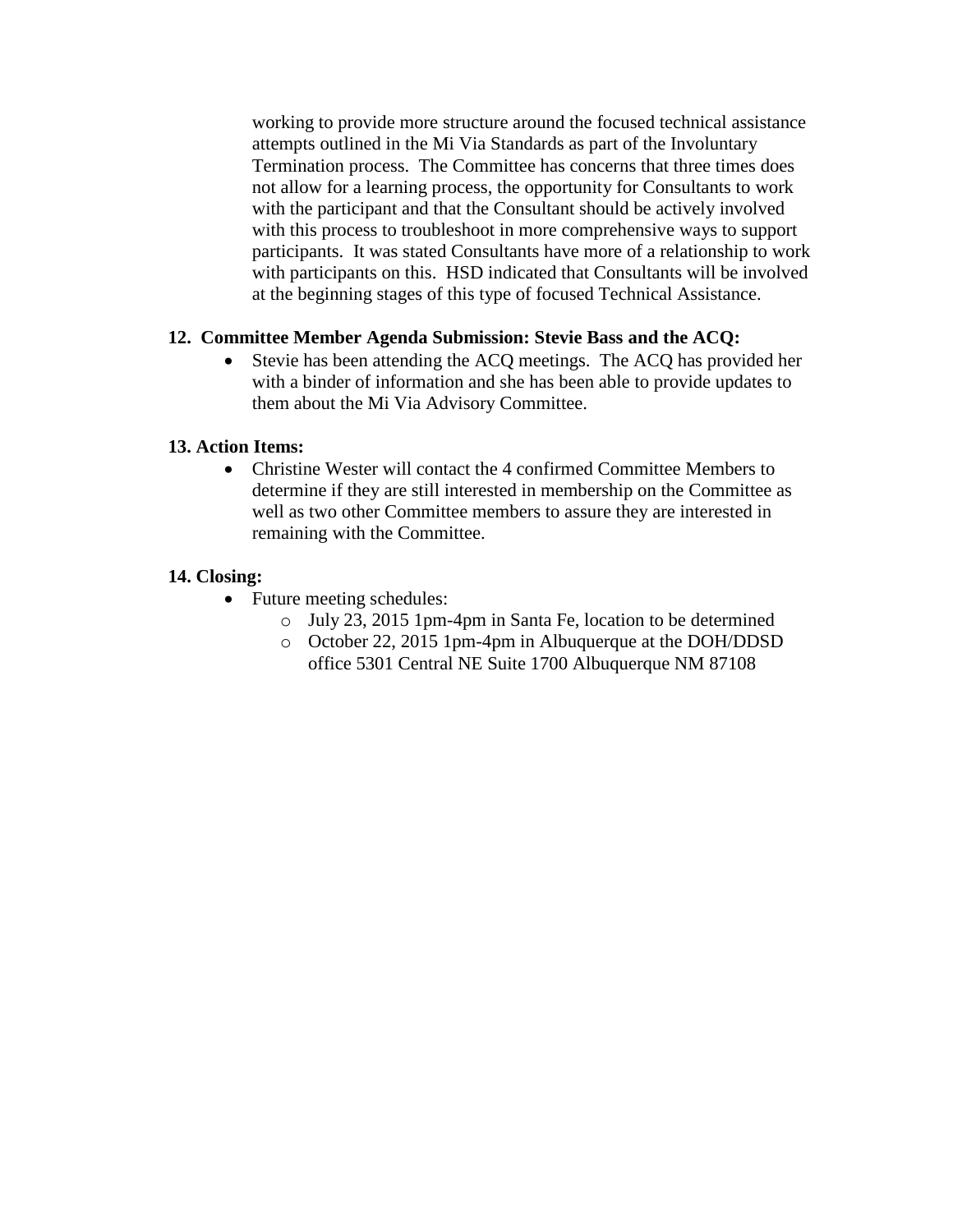working to provide more structure around the focused technical assistance attempts outlined in the Mi Via Standards as part of the Involuntary Termination process. The Committee has concerns that three times does not allow for a learning process, the opportunity for Consultants to work with the participant and that the Consultant should be actively involved with this process to troubleshoot in more comprehensive ways to support participants. It was stated Consultants have more of a relationship to work with participants on this. HSD indicated that Consultants will be involved at the beginning stages of this type of focused Technical Assistance.

**12. Committee Member Agenda Submission: Stevie Bass and the ACQ:**

- Stevie has been attending the ACQ meetings. The ACQ has provided her with a binder of information and she has been able to provide updates to them about the Mi Via Advisory Committee.

**13. Action Items:**

- Christine Wester will contact the 4 confirmed Committee Members to determine if they are still interested in membership on the Committee as well as two other Committee members to assure they are interested in remaining with the Committee.

**14. Closing:**

- Future meeting schedules:
  - July 23, 2015 1pm-4pm in Santa Fe, location to be determined
  - October 22, 2015 1pm-4pm in Albuquerque at the DOH/DDSD office 5301 Central NE Suite 1700 Albuquerque NM 87108